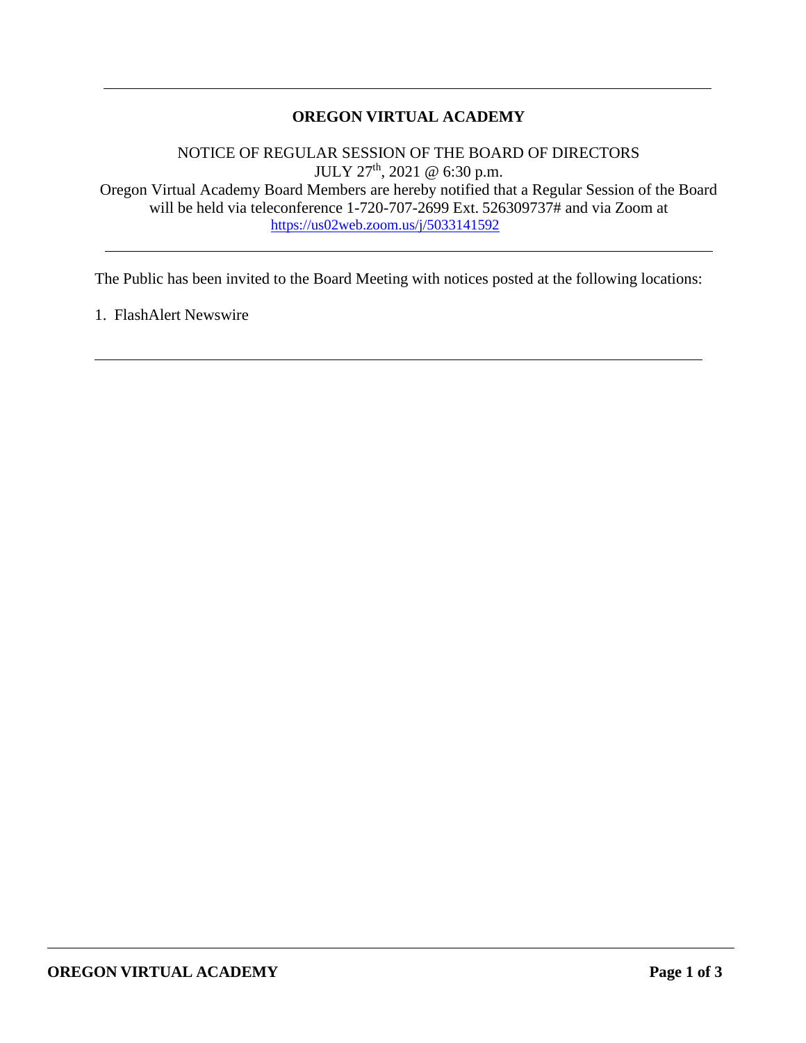---

# OREGON VIRTUAL ACADEMY

NOTICE OF REGULAR SESSION OF THE BOARD OF DIRECTORS
JULY 27th, 2021 @ 6:30 p.m.
Oregon Virtual Academy Board Members are hereby notified that a Regular Session of the Board will be held via teleconference 1-720-707-2699 Ext. 526309737# and via Zoom at https://us02web.zoom.us/j/5033141592

---

The Public has been invited to the Board Meeting with notices posted at the following locations:

1. FlashAlert Newswire

---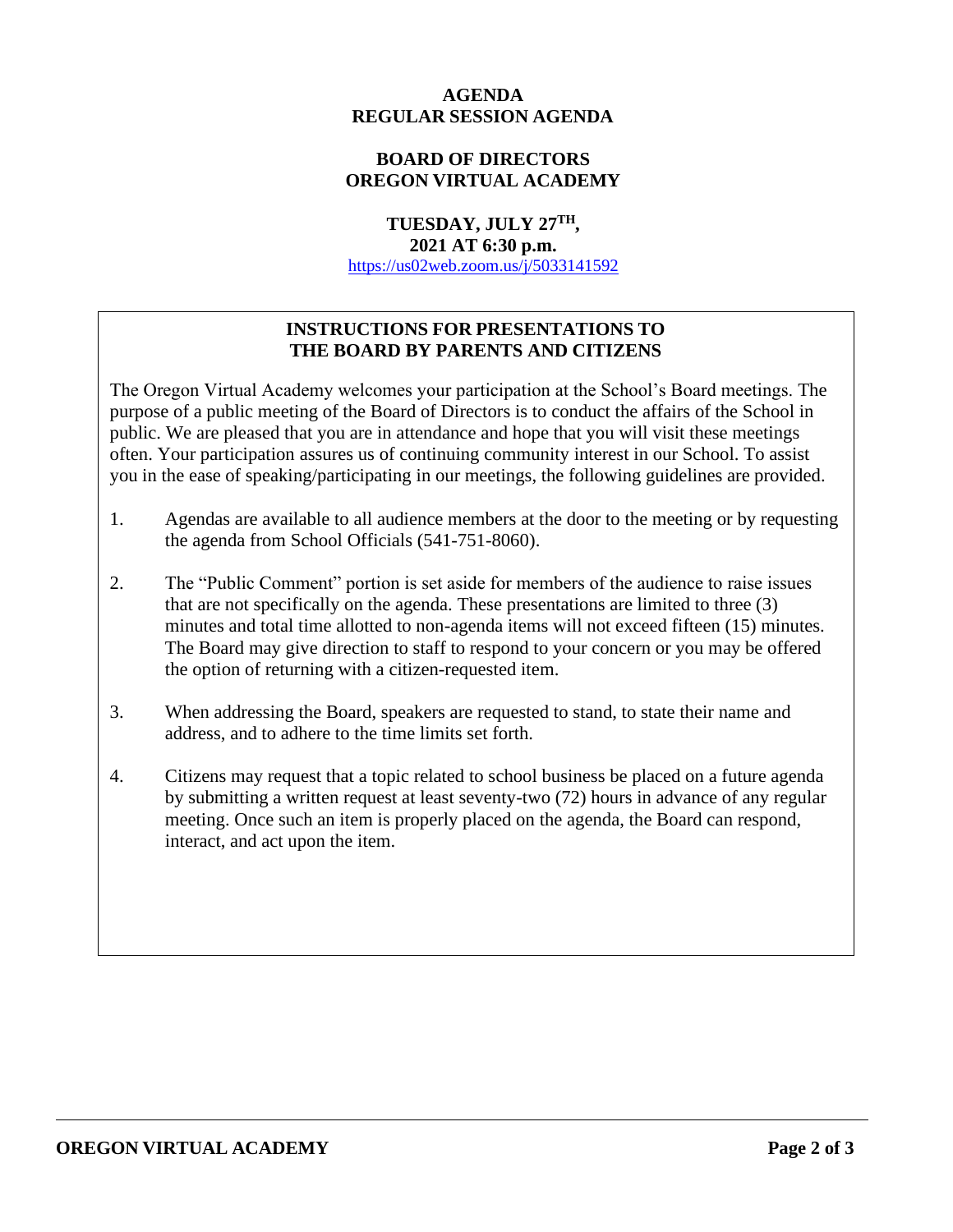**AGENDA**
**REGULAR SESSION AGENDA**

**BOARD OF DIRECTORS**
**OREGON VIRTUAL ACADEMY**

**TUESDAY, JULY 27TH, 2021 AT 6:30 p.m.**
https://us02web.zoom.us/j/5033141592

## INSTRUCTIONS FOR PRESENTATIONS TO THE BOARD BY PARENTS AND CITIZENS

The Oregon Virtual Academy welcomes your participation at the School's Board meetings. The purpose of a public meeting of the Board of Directors is to conduct the affairs of the School in public. We are pleased that you are in attendance and hope that you will visit these meetings often. Your participation assures us of continuing community interest in our School. To assist you in the ease of speaking/participating in our meetings, the following guidelines are provided.

1. Agendas are available to all audience members at the door to the meeting or by requesting the agenda from School Officials (541-751-8060).

2. The "Public Comment" portion is set aside for members of the audience to raise issues that are not specifically on the agenda. These presentations are limited to three (3) minutes and total time allotted to non-agenda items will not exceed fifteen (15) minutes. The Board may give direction to staff to respond to your concern or you may be offered the option of returning with a citizen-requested item.

3. When addressing the Board, speakers are requested to stand, to state their name and address, and to adhere to the time limits set forth.

4. Citizens may request that a topic related to school business be placed on a future agenda by submitting a written request at least seventy-two (72) hours in advance of any regular meeting. Once such an item is properly placed on the agenda, the Board can respond, interact, and act upon the item.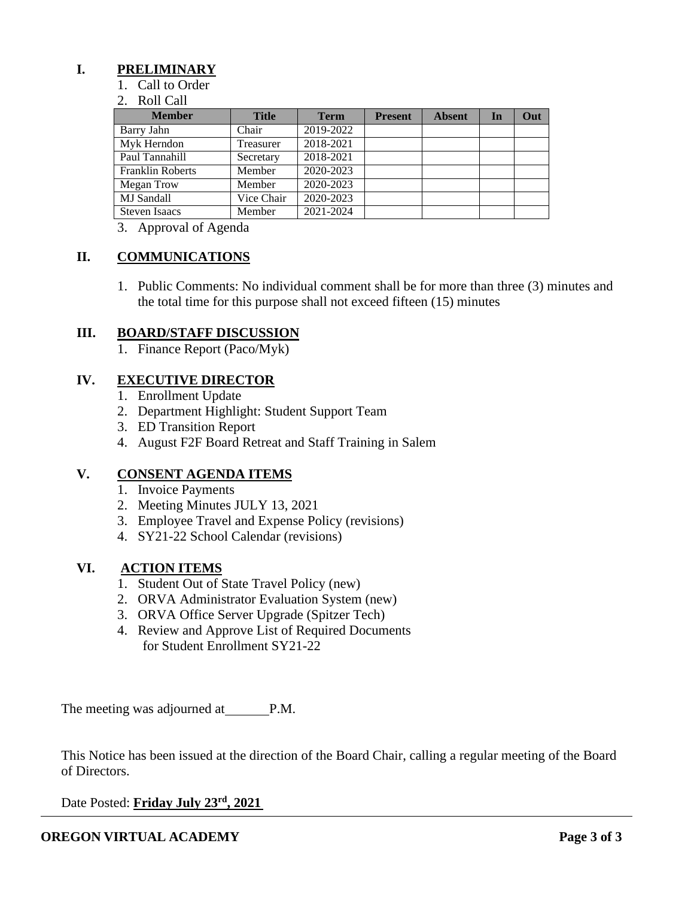## I. PRELIMINARY

1. Call to Order
2. Roll Call

| Member | Title | Term | Present | Absent | In | Out |
|---|---|---|---|---|---|---|
| Barry Jahn | Chair | 2019-2022 | | | | |
| Myk Herndon | Treasurer | 2018-2021 | | | | |
| Paul Tannahill | Secretary | 2018-2021 | | | | |
| Franklin Roberts | Member | 2020-2023 | | | | |
| Megan Trow | Member | 2020-2023 | | | | |
| MJ Sandall | Vice Chair | 2020-2023 | | | | |
| Steven Isaacs | Member | 2021-2024 | | | | |

3. Approval of Agenda

## II. COMMUNICATIONS

1. Public Comments: No individual comment shall be for more than three (3) minutes and the total time for this purpose shall not exceed fifteen (15) minutes

## III. BOARD/STAFF DISCUSSION

1. Finance Report (Paco/Myk)

## IV. EXECUTIVE DIRECTOR

1. Enrollment Update
2. Department Highlight: Student Support Team
3. ED Transition Report
4. August F2F Board Retreat and Staff Training in Salem

## V. CONSENT AGENDA ITEMS

1. Invoice Payments
2. Meeting Minutes JULY 13, 2021
3. Employee Travel and Expense Policy (revisions)
4. SY21-22 School Calendar (revisions)

## VI. ACTION ITEMS

1. Student Out of State Travel Policy (new)
2. ORVA Administrator Evaluation System (new)
3. ORVA Office Server Upgrade (Spitzer Tech)
4. Review and Approve List of Required Documents for Student Enrollment SY21-22

The meeting was adjourned at ______ P.M.

This Notice has been issued at the direction of the Board Chair, calling a regular meeting of the Board of Directors.

Date Posted: **Friday July 23rd, 2021**

**OREGON VIRTUAL ACADEMY**